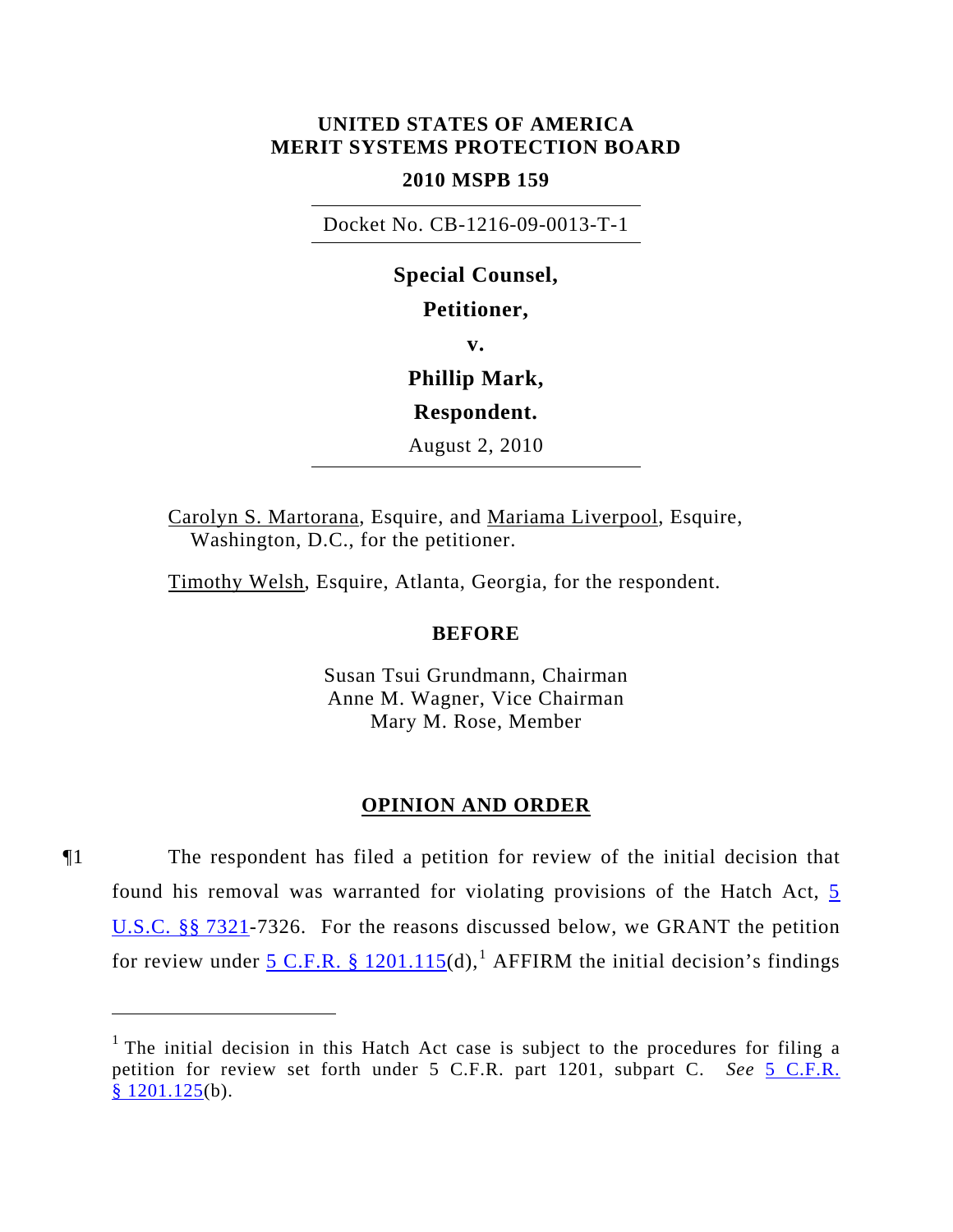**UNITED STATES OF AMERICA**
**MERIT SYSTEMS PROTECTION BOARD**

**2010 MSPB 159**

Docket No. CB-1216-09-0013-T-1

**Special Counsel,**

**Petitioner,**

**v.**

**Phillip Mark,**

**Respondent.**

August 2, 2010

Carolyn S. Martorana, Esquire, and Mariama Liverpool, Esquire, Washington, D.C., for the petitioner.

Timothy Welsh, Esquire, Atlanta, Georgia, for the respondent.

**BEFORE**

Susan Tsui Grundmann, Chairman
Anne M. Wagner, Vice Chairman
Mary M. Rose, Member

**OPINION AND ORDER**

¶1 The respondent has filed a petition for review of the initial decision that found his removal was warranted for violating provisions of the Hatch Act, 5 U.S.C. §§ 7321-7326. For the reasons discussed below, we GRANT the petition for review under 5 C.F.R. § 1201.115(d),[1] AFFIRM the initial decision's findings

---

[1] The initial decision in this Hatch Act case is subject to the procedures for filing a petition for review set forth under 5 C.F.R. part 1201, subpart C. *See* 5 C.F.R. § 1201.125(b).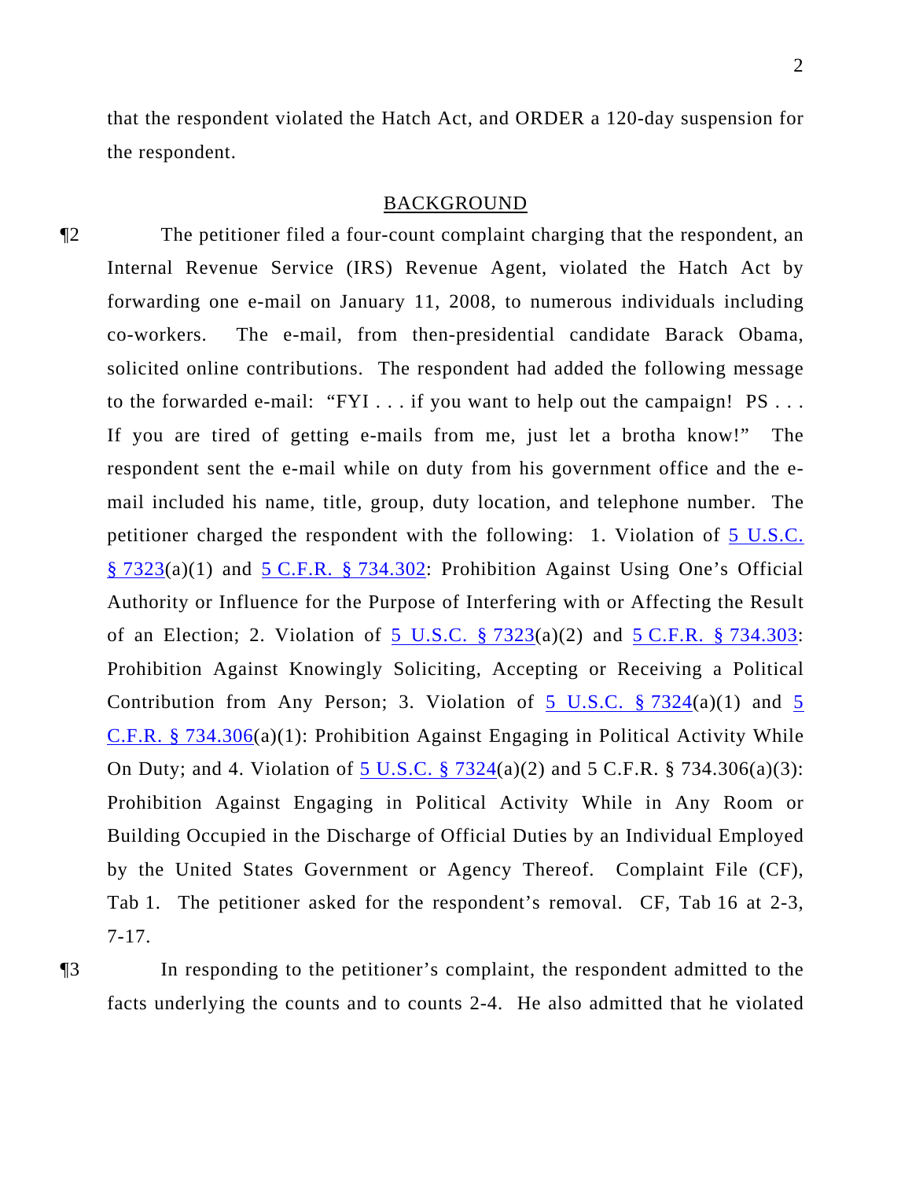that the respondent violated the Hatch Act, and ORDER a 120-day suspension for the respondent.

## BACKGROUND

¶2 The petitioner filed a four-count complaint charging that the respondent, an Internal Revenue Service (IRS) Revenue Agent, violated the Hatch Act by forwarding one e-mail on January 11, 2008, to numerous individuals including co-workers. The e-mail, from then-presidential candidate Barack Obama, solicited online contributions. The respondent had added the following message to the forwarded e-mail: "FYI . . . if you want to help out the campaign! PS . . . If you are tired of getting e-mails from me, just let a brotha know!" The respondent sent the e-mail while on duty from his government office and the e-mail included his name, title, group, duty location, and telephone number. The petitioner charged the respondent with the following: 1. Violation of 5 U.S.C. § 7323(a)(1) and 5 C.F.R. § 734.302: Prohibition Against Using One's Official Authority or Influence for the Purpose of Interfering with or Affecting the Result of an Election; 2. Violation of 5 U.S.C. § 7323(a)(2) and 5 C.F.R. § 734.303: Prohibition Against Knowingly Soliciting, Accepting or Receiving a Political Contribution from Any Person; 3. Violation of 5 U.S.C. § 7324(a)(1) and 5 C.F.R. § 734.306(a)(1): Prohibition Against Engaging in Political Activity While On Duty; and 4. Violation of 5 U.S.C. § 7324(a)(2) and 5 C.F.R. § 734.306(a)(3): Prohibition Against Engaging in Political Activity While in Any Room or Building Occupied in the Discharge of Official Duties by an Individual Employed by the United States Government or Agency Thereof. Complaint File (CF), Tab 1. The petitioner asked for the respondent's removal. CF, Tab 16 at 2-3, 7-17.

¶3 In responding to the petitioner's complaint, the respondent admitted to the facts underlying the counts and to counts 2-4. He also admitted that he violated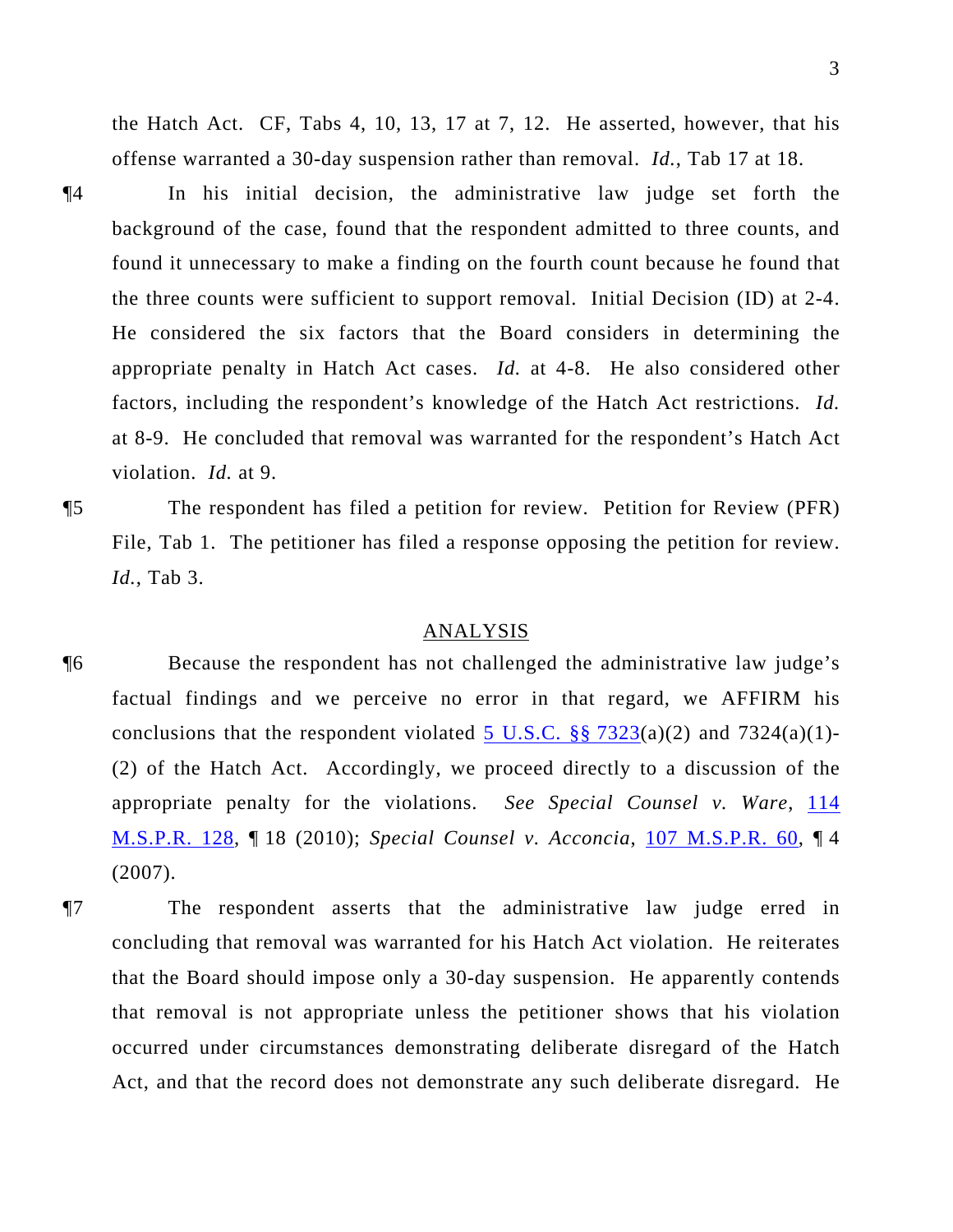the Hatch Act. CF, Tabs 4, 10, 13, 17 at 7, 12. He asserted, however, that his offense warranted a 30-day suspension rather than removal. *Id.*, Tab 17 at 18.

¶4 In his initial decision, the administrative law judge set forth the background of the case, found that the respondent admitted to three counts, and found it unnecessary to make a finding on the fourth count because he found that the three counts were sufficient to support removal. Initial Decision (ID) at 2-4. He considered the six factors that the Board considers in determining the appropriate penalty in Hatch Act cases. *Id.* at 4-8. He also considered other factors, including the respondent's knowledge of the Hatch Act restrictions. *Id.* at 8-9. He concluded that removal was warranted for the respondent's Hatch Act violation. *Id.* at 9.

¶5 The respondent has filed a petition for review. Petition for Review (PFR) File, Tab 1. The petitioner has filed a response opposing the petition for review. *Id.*, Tab 3.

## ANALYSIS

¶6 Because the respondent has not challenged the administrative law judge's factual findings and we perceive no error in that regard, we AFFIRM his conclusions that the respondent violated 5 U.S.C. §§ 7323(a)(2) and 7324(a)(1)-(2) of the Hatch Act. Accordingly, we proceed directly to a discussion of the appropriate penalty for the violations. *See Special Counsel v. Ware*, 114 M.S.P.R. 128, ¶ 18 (2010); *Special Counsel v. Acconcia*, 107 M.S.P.R. 60, ¶ 4 (2007).

¶7 The respondent asserts that the administrative law judge erred in concluding that removal was warranted for his Hatch Act violation. He reiterates that the Board should impose only a 30-day suspension. He apparently contends that removal is not appropriate unless the petitioner shows that his violation occurred under circumstances demonstrating deliberate disregard of the Hatch Act, and that the record does not demonstrate any such deliberate disregard. He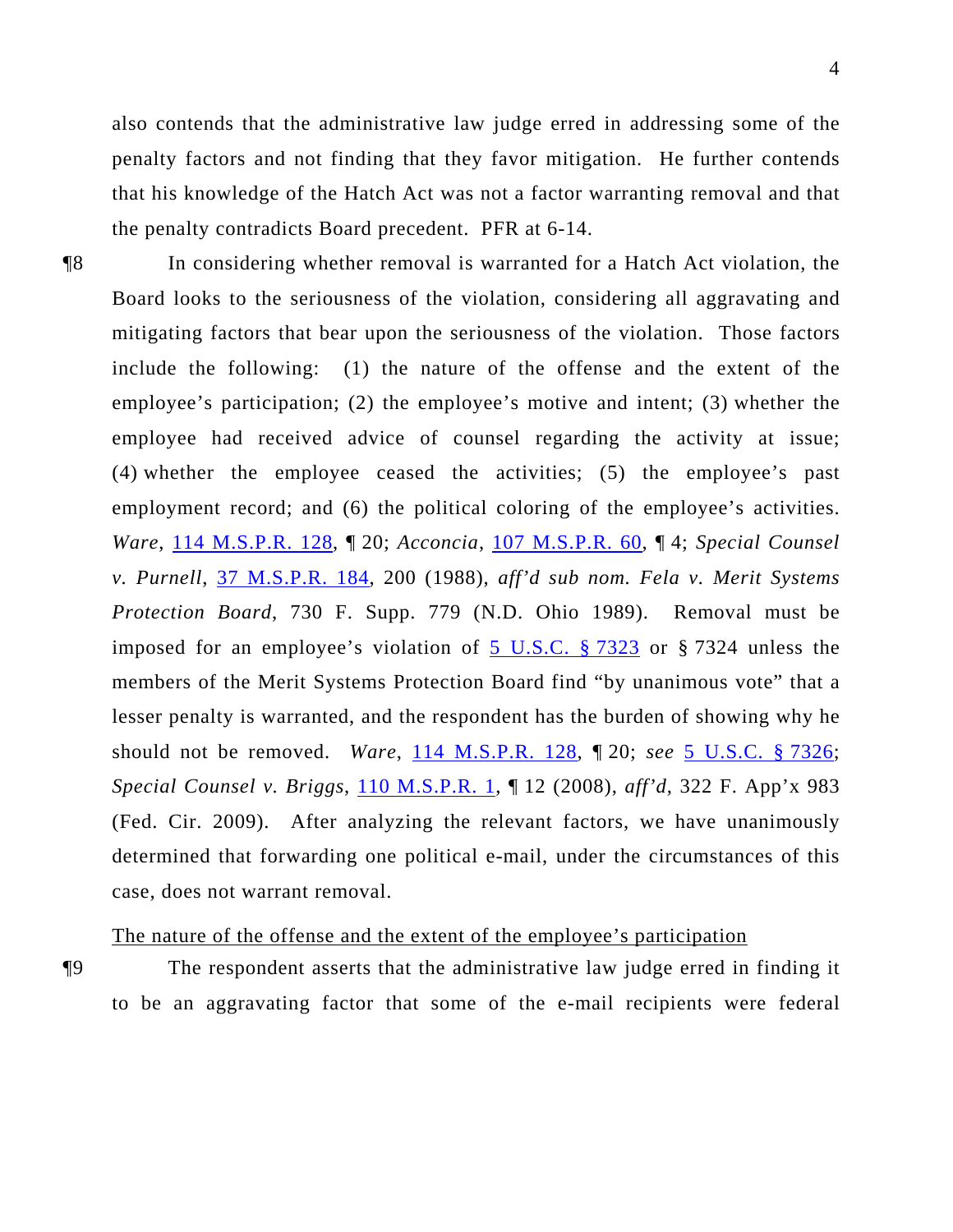also contends that the administrative law judge erred in addressing some of the penalty factors and not finding that they favor mitigation. He further contends that his knowledge of the Hatch Act was not a factor warranting removal and that the penalty contradicts Board precedent. PFR at 6-14.

¶8 In considering whether removal is warranted for a Hatch Act violation, the Board looks to the seriousness of the violation, considering all aggravating and mitigating factors that bear upon the seriousness of the violation. Those factors include the following: (1) the nature of the offense and the extent of the employee's participation; (2) the employee's motive and intent; (3) whether the employee had received advice of counsel regarding the activity at issue; (4) whether the employee ceased the activities; (5) the employee's past employment record; and (6) the political coloring of the employee's activities. *Ware*, 114 M.S.P.R. 128, ¶ 20; *Acconcia*, 107 M.S.P.R. 60, ¶ 4; *Special Counsel v. Purnell*, 37 M.S.P.R. 184, 200 (1988), *aff'd sub nom. Fela v. Merit Systems Protection Board*, 730 F. Supp. 779 (N.D. Ohio 1989). Removal must be imposed for an employee's violation of 5 U.S.C. § 7323 or § 7324 unless the members of the Merit Systems Protection Board find "by unanimous vote" that a lesser penalty is warranted, and the respondent has the burden of showing why he should not be removed. *Ware*, 114 M.S.P.R. 128, ¶ 20; *see* 5 U.S.C. § 7326; *Special Counsel v. Briggs*, 110 M.S.P.R. 1, ¶ 12 (2008), *aff'd*, 322 F. App'x 983 (Fed. Cir. 2009). After analyzing the relevant factors, we have unanimously determined that forwarding one political e-mail, under the circumstances of this case, does not warrant removal.

<u>The nature of the offense and the extent of the employee's participation</u>

¶9 The respondent asserts that the administrative law judge erred in finding it to be an aggravating factor that some of the e-mail recipients were federal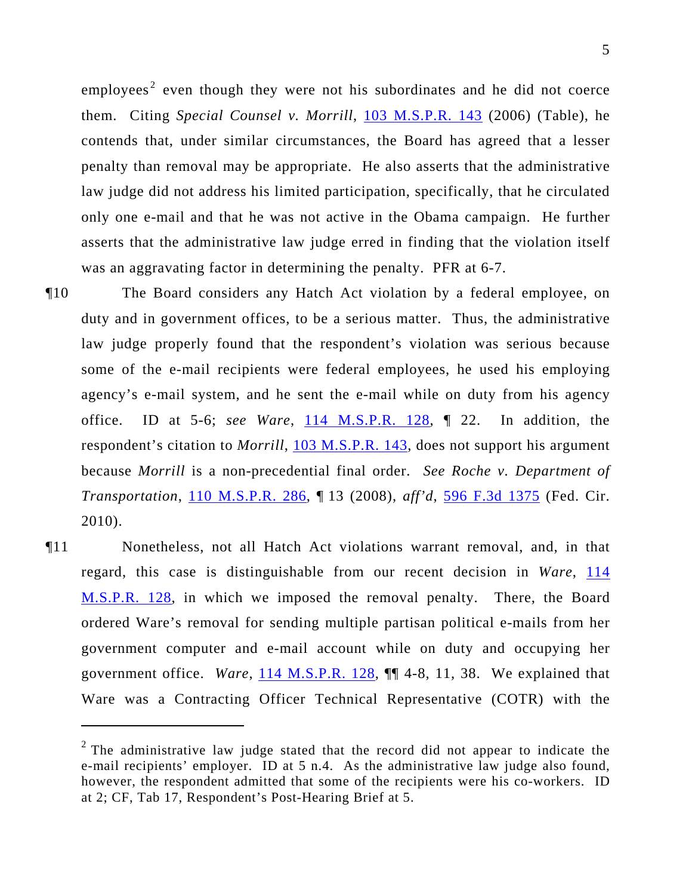employees[2] even though they were not his subordinates and he did not coerce them. Citing *Special Counsel v. Morrill*, 103 M.S.P.R. 143 (2006) (Table), he contends that, under similar circumstances, the Board has agreed that a lesser penalty than removal may be appropriate. He also asserts that the administrative law judge did not address his limited participation, specifically, that he circulated only one e-mail and that he was not active in the Obama campaign. He further asserts that the administrative law judge erred in finding that the violation itself was an aggravating factor in determining the penalty. PFR at 6-7.

¶10 The Board considers any Hatch Act violation by a federal employee, on duty and in government offices, to be a serious matter. Thus, the administrative law judge properly found that the respondent's violation was serious because some of the e-mail recipients were federal employees, he used his employing agency's e-mail system, and he sent the e-mail while on duty from his agency office. ID at 5-6; *see Ware*, 114 M.S.P.R. 128, ¶ 22. In addition, the respondent's citation to *Morrill*, 103 M.S.P.R. 143, does not support his argument because *Morrill* is a non-precedential final order. *See Roche v. Department of Transportation*, 110 M.S.P.R. 286, ¶ 13 (2008), *aff'd*, 596 F.3d 1375 (Fed. Cir. 2010).

¶11 Nonetheless, not all Hatch Act violations warrant removal, and, in that regard, this case is distinguishable from our recent decision in *Ware*, 114 M.S.P.R. 128, in which we imposed the removal penalty. There, the Board ordered Ware's removal for sending multiple partisan political e-mails from her government computer and e-mail account while on duty and occupying her government office. *Ware*, 114 M.S.P.R. 128, ¶¶ 4-8, 11, 38. We explained that Ware was a Contracting Officer Technical Representative (COTR) with the

---

[2] The administrative law judge stated that the record did not appear to indicate the e-mail recipients' employer. ID at 5 n.4. As the administrative law judge also found, however, the respondent admitted that some of the recipients were his co-workers. ID at 2; CF, Tab 17, Respondent's Post-Hearing Brief at 5.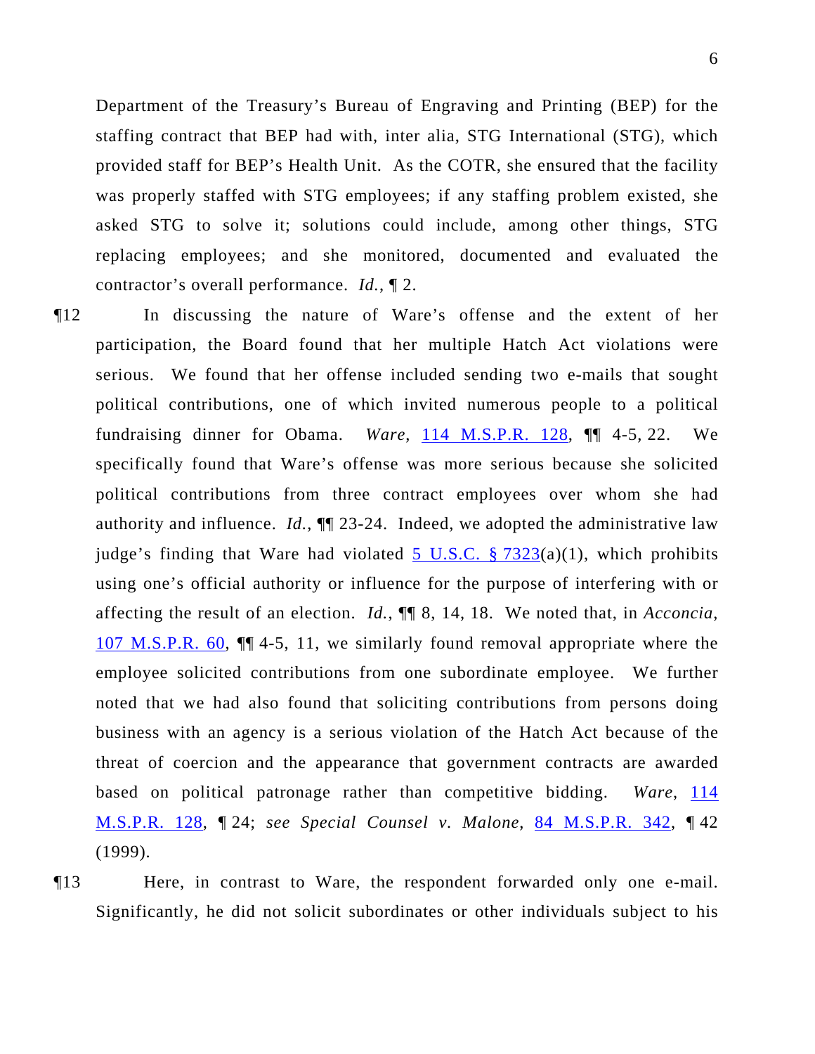Department of the Treasury's Bureau of Engraving and Printing (BEP) for the staffing contract that BEP had with, inter alia, STG International (STG), which provided staff for BEP's Health Unit. As the COTR, she ensured that the facility was properly staffed with STG employees; if any staffing problem existed, she asked STG to solve it; solutions could include, among other things, STG replacing employees; and she monitored, documented and evaluated the contractor's overall performance. *Id.*, ¶ 2.

¶12 In discussing the nature of Ware's offense and the extent of her participation, the Board found that her multiple Hatch Act violations were serious. We found that her offense included sending two e-mails that sought political contributions, one of which invited numerous people to a political fundraising dinner for Obama. *Ware*, 114 M.S.P.R. 128, ¶¶ 4-5, 22. We specifically found that Ware's offense was more serious because she solicited political contributions from three contract employees over whom she had authority and influence. *Id.*, ¶¶ 23-24. Indeed, we adopted the administrative law judge's finding that Ware had violated 5 U.S.C. § 7323(a)(1), which prohibits using one's official authority or influence for the purpose of interfering with or affecting the result of an election. *Id.*, ¶¶ 8, 14, 18. We noted that, in *Acconcia*, 107 M.S.P.R. 60, ¶¶ 4-5, 11, we similarly found removal appropriate where the employee solicited contributions from one subordinate employee. We further noted that we had also found that soliciting contributions from persons doing business with an agency is a serious violation of the Hatch Act because of the threat of coercion and the appearance that government contracts are awarded based on political patronage rather than competitive bidding. *Ware*, 114 M.S.P.R. 128, ¶ 24; *see Special Counsel v. Malone*, 84 M.S.P.R. 342, ¶ 42 (1999).

¶13 Here, in contrast to Ware, the respondent forwarded only one e-mail. Significantly, he did not solicit subordinates or other individuals subject to his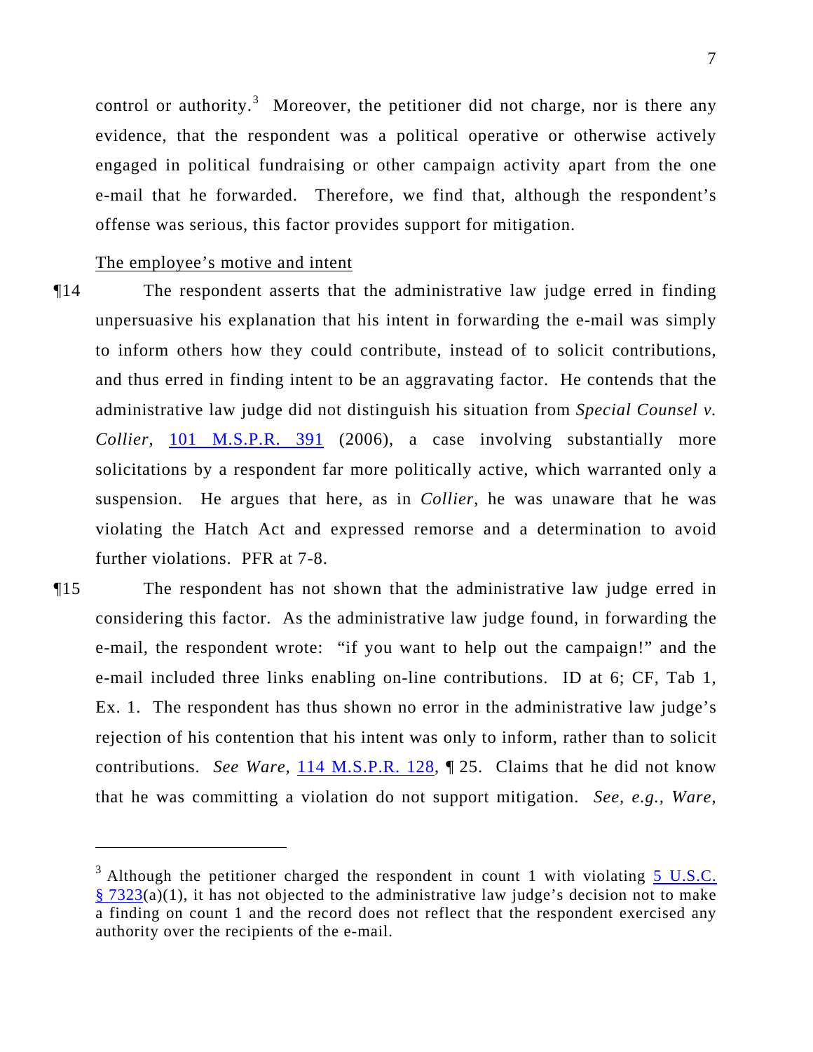control or authority.[3] Moreover, the petitioner did not charge, nor is there any evidence, that the respondent was a political operative or otherwise actively engaged in political fundraising or other campaign activity apart from the one e-mail that he forwarded. Therefore, we find that, although the respondent's offense was serious, this factor provides support for mitigation.

The employee's motive and intent

¶14 The respondent asserts that the administrative law judge erred in finding unpersuasive his explanation that his intent in forwarding the e-mail was simply to inform others how they could contribute, instead of to solicit contributions, and thus erred in finding intent to be an aggravating factor. He contends that the administrative law judge did not distinguish his situation from *Special Counsel v. Collier*, 101 M.S.P.R. 391 (2006), a case involving substantially more solicitations by a respondent far more politically active, which warranted only a suspension. He argues that here, as in *Collier*, he was unaware that he was violating the Hatch Act and expressed remorse and a determination to avoid further violations. PFR at 7-8.

¶15 The respondent has not shown that the administrative law judge erred in considering this factor. As the administrative law judge found, in forwarding the e-mail, the respondent wrote: "if you want to help out the campaign!" and the e-mail included three links enabling on-line contributions. ID at 6; CF, Tab 1, Ex. 1. The respondent has thus shown no error in the administrative law judge's rejection of his contention that his intent was only to inform, rather than to solicit contributions. *See Ware*, 114 M.S.P.R. 128, ¶ 25. Claims that he did not know that he was committing a violation do not support mitigation. *See, e.g., Ware*,

---

[3] Although the petitioner charged the respondent in count 1 with violating 5 U.S.C. § 7323(a)(1), it has not objected to the administrative law judge's decision not to make a finding on count 1 and the record does not reflect that the respondent exercised any authority over the recipients of the e-mail.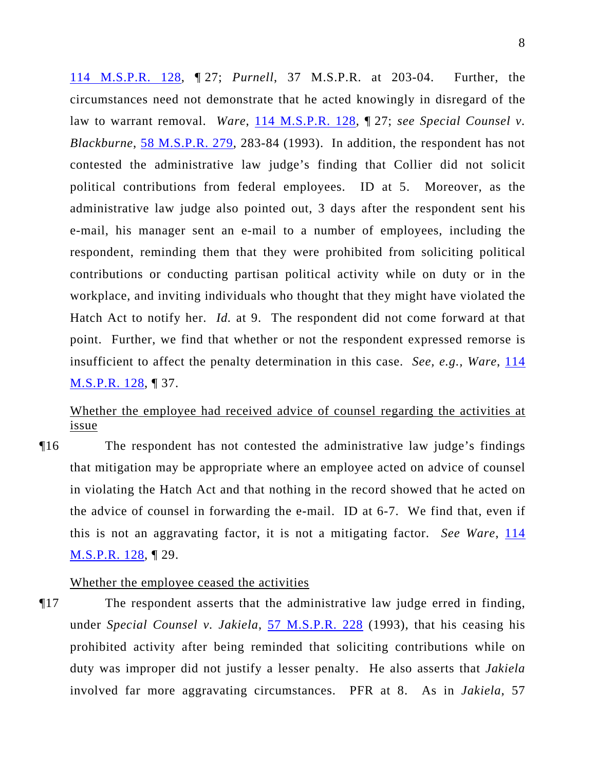114 M.S.P.R. 128, ¶ 27; *Purnell*, 37 M.S.P.R. at 203-04. Further, the circumstances need not demonstrate that he acted knowingly in disregard of the law to warrant removal. *Ware*, 114 M.S.P.R. 128, ¶ 27; *see Special Counsel v. Blackburne*, 58 M.S.P.R. 279, 283-84 (1993). In addition, the respondent has not contested the administrative law judge's finding that Collier did not solicit political contributions from federal employees. ID at 5. Moreover, as the administrative law judge also pointed out, 3 days after the respondent sent his e-mail, his manager sent an e-mail to a number of employees, including the respondent, reminding them that they were prohibited from soliciting political contributions or conducting partisan political activity while on duty or in the workplace, and inviting individuals who thought that they might have violated the Hatch Act to notify her. *Id.* at 9. The respondent did not come forward at that point. Further, we find that whether or not the respondent expressed remorse is insufficient to affect the penalty determination in this case. *See, e.g.*, *Ware*, 114 M.S.P.R. 128, ¶ 37.

Whether the employee had received advice of counsel regarding the activities at issue

¶16 The respondent has not contested the administrative law judge's findings that mitigation may be appropriate where an employee acted on advice of counsel in violating the Hatch Act and that nothing in the record showed that he acted on the advice of counsel in forwarding the e-mail. ID at 6-7. We find that, even if this is not an aggravating factor, it is not a mitigating factor. *See Ware*, 114 M.S.P.R. 128, ¶ 29.

Whether the employee ceased the activities

¶17 The respondent asserts that the administrative law judge erred in finding, under *Special Counsel v. Jakiela*, 57 M.S.P.R. 228 (1993), that his ceasing his prohibited activity after being reminded that soliciting contributions while on duty was improper did not justify a lesser penalty. He also asserts that *Jakiela* involved far more aggravating circumstances. PFR at 8. As in *Jakiela*, 57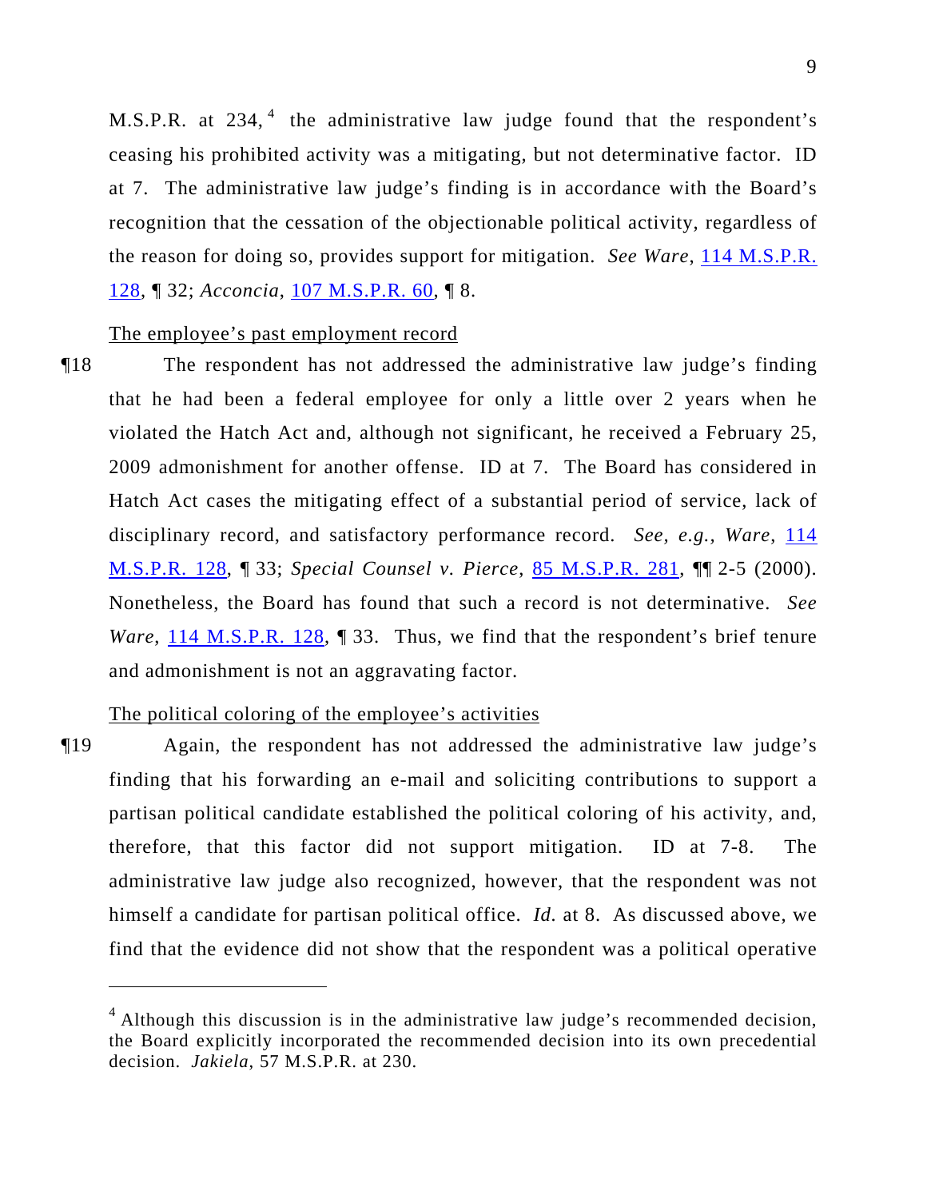M.S.P.R. at 234,[4] the administrative law judge found that the respondent's ceasing his prohibited activity was a mitigating, but not determinative factor. ID at 7. The administrative law judge's finding is in accordance with the Board's recognition that the cessation of the objectionable political activity, regardless of the reason for doing so, provides support for mitigation. *See Ware*, 114 M.S.P.R. 128, ¶ 32; *Acconcia*, 107 M.S.P.R. 60, ¶ 8.

The employee's past employment record

¶18 The respondent has not addressed the administrative law judge's finding that he had been a federal employee for only a little over 2 years when he violated the Hatch Act and, although not significant, he received a February 25, 2009 admonishment for another offense. ID at 7. The Board has considered in Hatch Act cases the mitigating effect of a substantial period of service, lack of disciplinary record, and satisfactory performance record. *See, e.g., Ware*, 114 M.S.P.R. 128, ¶ 33; *Special Counsel v. Pierce*, 85 M.S.P.R. 281, ¶¶ 2-5 (2000). Nonetheless, the Board has found that such a record is not determinative. *See Ware*, 114 M.S.P.R. 128, ¶ 33. Thus, we find that the respondent's brief tenure and admonishment is not an aggravating factor.

The political coloring of the employee's activities

¶19 Again, the respondent has not addressed the administrative law judge's finding that his forwarding an e-mail and soliciting contributions to support a partisan political candidate established the political coloring of his activity, and, therefore, that this factor did not support mitigation. ID at 7-8. The administrative law judge also recognized, however, that the respondent was not himself a candidate for partisan political office. *Id.* at 8. As discussed above, we find that the evidence did not show that the respondent was a political operative

[4] Although this discussion is in the administrative law judge's recommended decision, the Board explicitly incorporated the recommended decision into its own precedential decision. *Jakiela*, 57 M.S.P.R. at 230.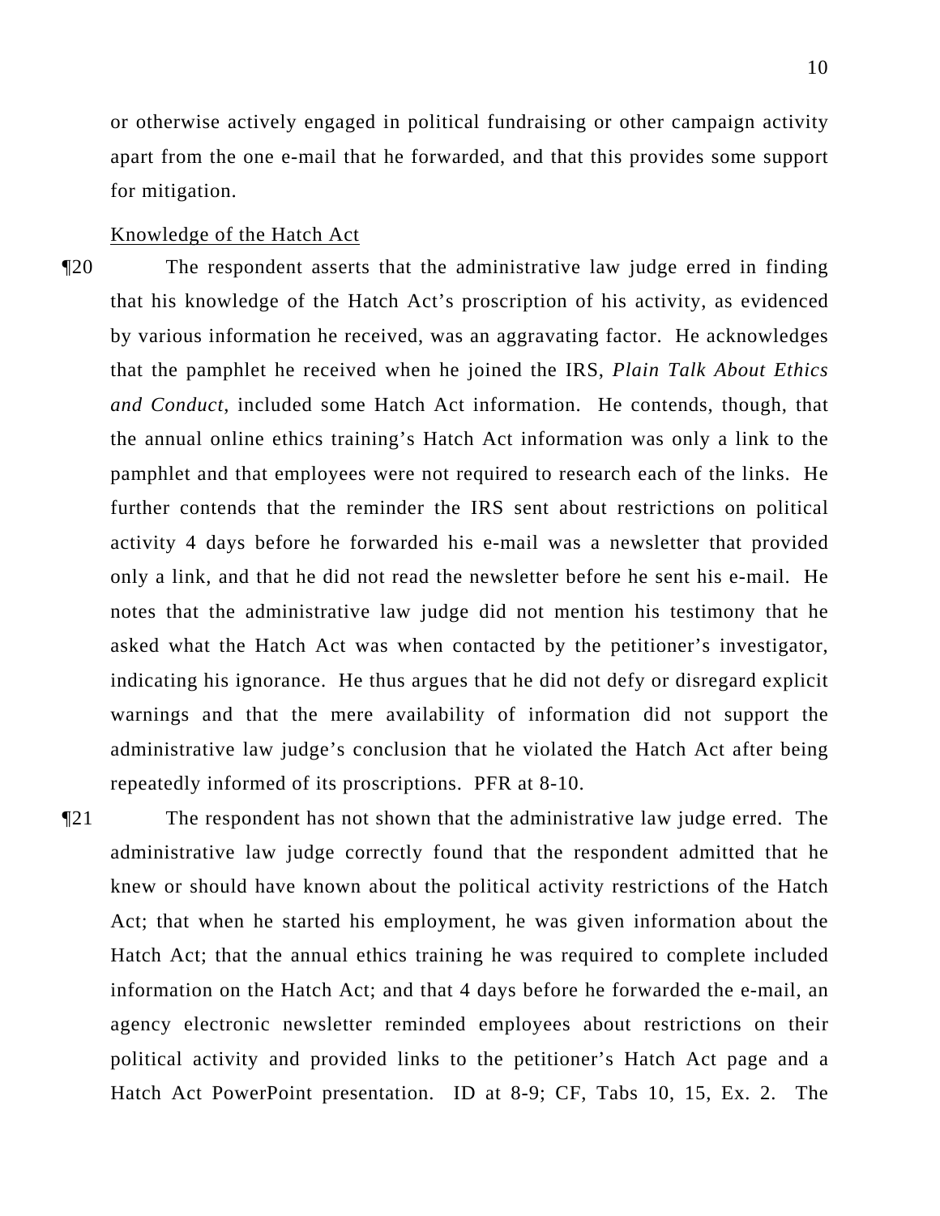or otherwise actively engaged in political fundraising or other campaign activity apart from the one e-mail that he forwarded, and that this provides some support for mitigation.

Knowledge of the Hatch Act

¶20 The respondent asserts that the administrative law judge erred in finding that his knowledge of the Hatch Act's proscription of his activity, as evidenced by various information he received, was an aggravating factor. He acknowledges that the pamphlet he received when he joined the IRS, *Plain Talk About Ethics and Conduct*, included some Hatch Act information. He contends, though, that the annual online ethics training's Hatch Act information was only a link to the pamphlet and that employees were not required to research each of the links. He further contends that the reminder the IRS sent about restrictions on political activity 4 days before he forwarded his e-mail was a newsletter that provided only a link, and that he did not read the newsletter before he sent his e-mail. He notes that the administrative law judge did not mention his testimony that he asked what the Hatch Act was when contacted by the petitioner's investigator, indicating his ignorance. He thus argues that he did not defy or disregard explicit warnings and that the mere availability of information did not support the administrative law judge's conclusion that he violated the Hatch Act after being repeatedly informed of its proscriptions. PFR at 8-10.

¶21 The respondent has not shown that the administrative law judge erred. The administrative law judge correctly found that the respondent admitted that he knew or should have known about the political activity restrictions of the Hatch Act; that when he started his employment, he was given information about the Hatch Act; that the annual ethics training he was required to complete included information on the Hatch Act; and that 4 days before he forwarded the e-mail, an agency electronic newsletter reminded employees about restrictions on their political activity and provided links to the petitioner's Hatch Act page and a Hatch Act PowerPoint presentation. ID at 8-9; CF, Tabs 10, 15, Ex. 2. The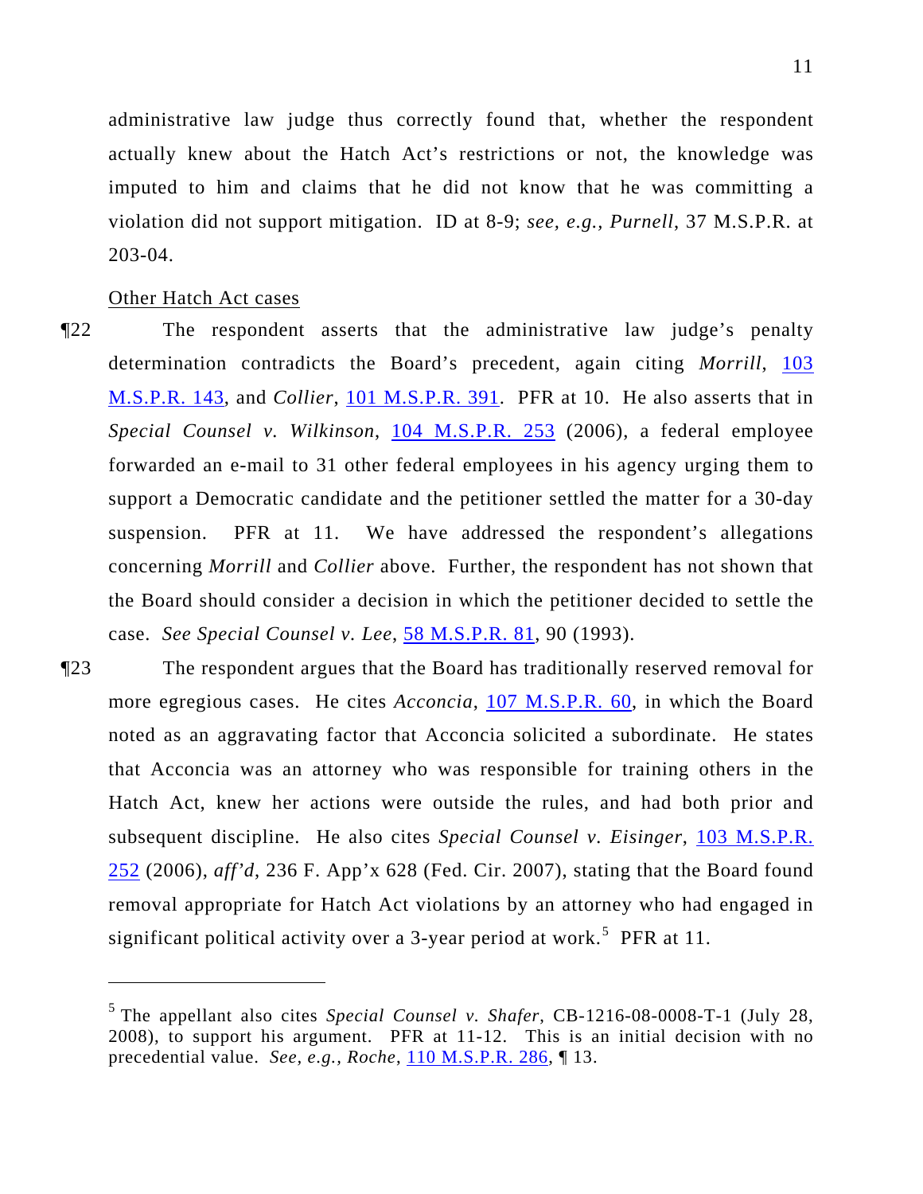administrative law judge thus correctly found that, whether the respondent actually knew about the Hatch Act's restrictions or not, the knowledge was imputed to him and claims that he did not know that he was committing a violation did not support mitigation. ID at 8-9; *see, e.g.*, *Purnell*, 37 M.S.P.R. at 203-04.

Other Hatch Act cases

¶22 The respondent asserts that the administrative law judge's penalty determination contradicts the Board's precedent, again citing *Morrill*, 103 M.S.P.R. 143, and *Collier*, 101 M.S.P.R. 391. PFR at 10. He also asserts that in *Special Counsel v. Wilkinson*, 104 M.S.P.R. 253 (2006), a federal employee forwarded an e-mail to 31 other federal employees in his agency urging them to support a Democratic candidate and the petitioner settled the matter for a 30-day suspension. PFR at 11. We have addressed the respondent's allegations concerning *Morrill* and *Collier* above. Further, the respondent has not shown that the Board should consider a decision in which the petitioner decided to settle the case. *See Special Counsel v. Lee*, 58 M.S.P.R. 81, 90 (1993).

¶23 The respondent argues that the Board has traditionally reserved removal for more egregious cases. He cites *Acconcia*, 107 M.S.P.R. 60, in which the Board noted as an aggravating factor that Acconcia solicited a subordinate. He states that Acconcia was an attorney who was responsible for training others in the Hatch Act, knew her actions were outside the rules, and had both prior and subsequent discipline. He also cites *Special Counsel v. Eisinger*, 103 M.S.P.R. 252 (2006), *aff'd*, 236 F. App'x 628 (Fed. Cir. 2007), stating that the Board found removal appropriate for Hatch Act violations by an attorney who had engaged in significant political activity over a 3-year period at work.[5] PFR at 11.

---

[5] The appellant also cites *Special Counsel v. Shafer*, CB-1216-08-0008-T-1 (July 28, 2008), to support his argument. PFR at 11-12. This is an initial decision with no precedential value. *See, e.g.*, *Roche*, 110 M.S.P.R. 286, ¶ 13.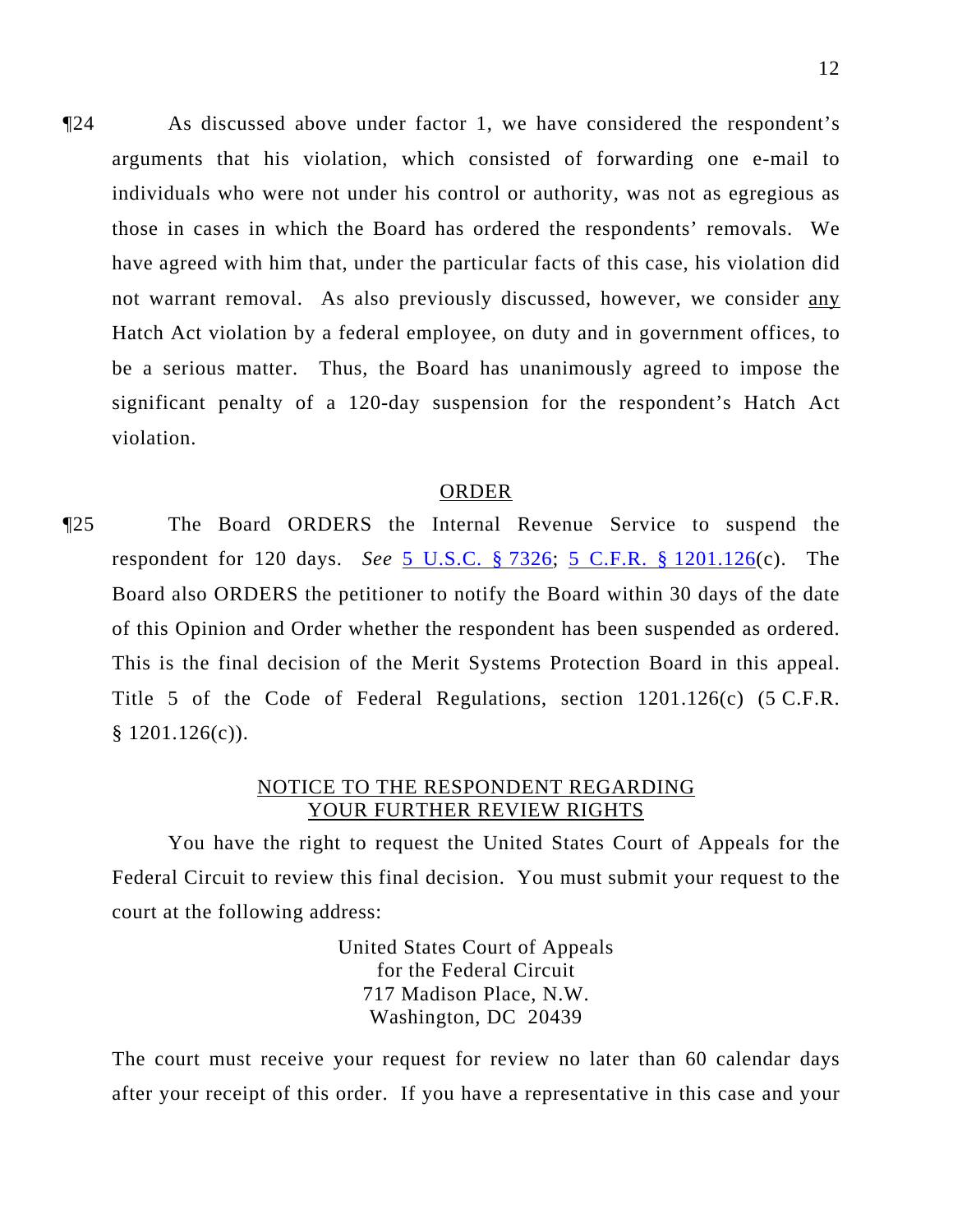¶24 As discussed above under factor 1, we have considered the respondent's arguments that his violation, which consisted of forwarding one e-mail to individuals who were not under his control or authority, was not as egregious as those in cases in which the Board has ordered the respondents' removals. We have agreed with him that, under the particular facts of this case, his violation did not warrant removal. As also previously discussed, however, we consider <u>any</u> Hatch Act violation by a federal employee, on duty and in government offices, to be a serious matter. Thus, the Board has unanimously agreed to impose the significant penalty of a 120-day suspension for the respondent's Hatch Act violation.

## ORDER

¶25 The Board ORDERS the Internal Revenue Service to suspend the respondent for 120 days. *See* 5 U.S.C. § 7326; 5 C.F.R. § 1201.126(c). The Board also ORDERS the petitioner to notify the Board within 30 days of the date of this Opinion and Order whether the respondent has been suspended as ordered. This is the final decision of the Merit Systems Protection Board in this appeal. Title 5 of the Code of Federal Regulations, section 1201.126(c) (5 C.F.R. § 1201.126(c)).

## NOTICE TO THE RESPONDENT REGARDING YOUR FURTHER REVIEW RIGHTS

You have the right to request the United States Court of Appeals for the Federal Circuit to review this final decision. You must submit your request to the court at the following address:

United States Court of Appeals
for the Federal Circuit
717 Madison Place, N.W.
Washington, DC 20439

The court must receive your request for review no later than 60 calendar days after your receipt of this order. If you have a representative in this case and your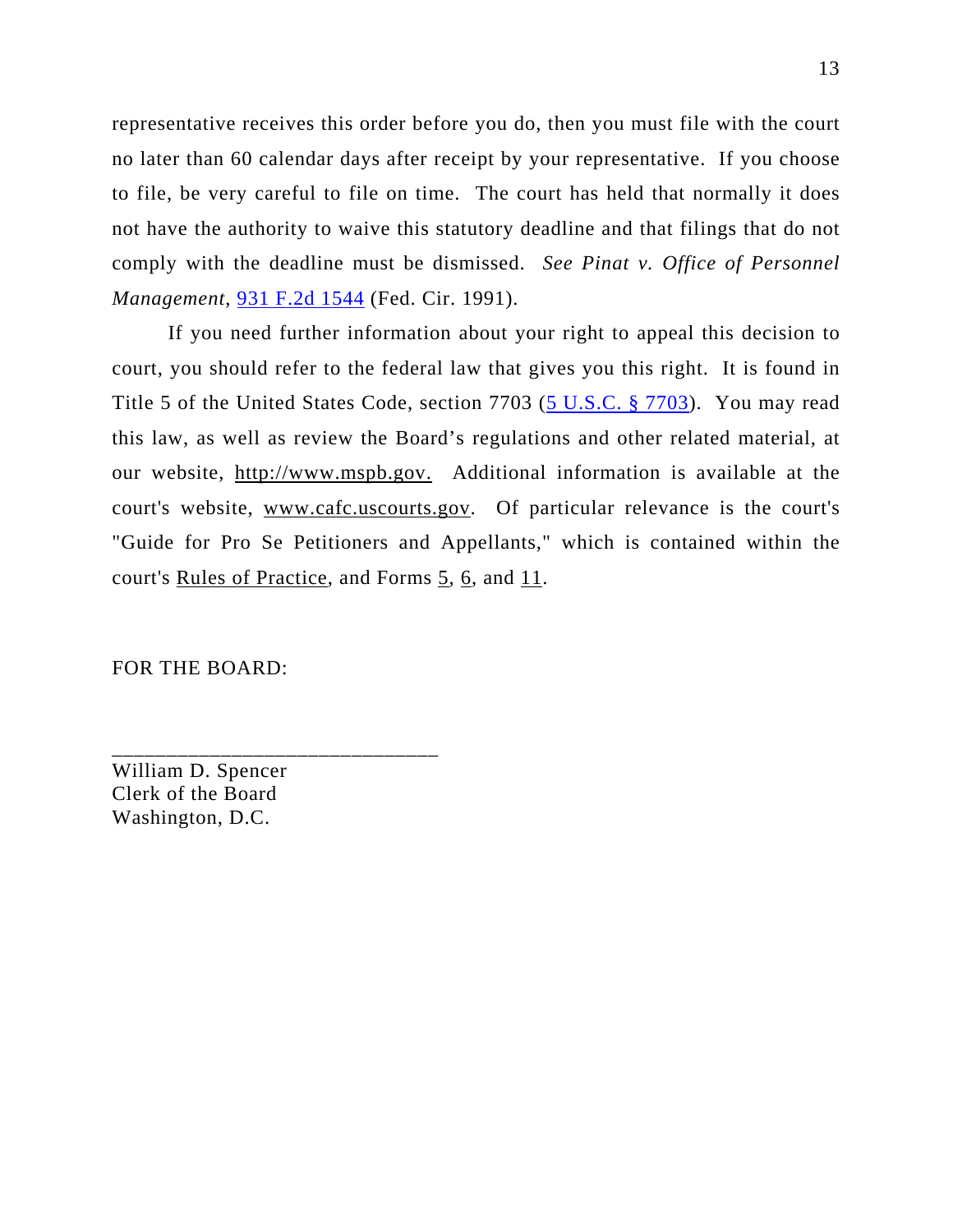representative receives this order before you do, then you must file with the court no later than 60 calendar days after receipt by your representative. If you choose to file, be very careful to file on time. The court has held that normally it does not have the authority to waive this statutory deadline and that filings that do not comply with the deadline must be dismissed. *See Pinat v. Office of Personnel Management*, 931 F.2d 1544 (Fed. Cir. 1991).

If you need further information about your right to appeal this decision to court, you should refer to the federal law that gives you this right. It is found in Title 5 of the United States Code, section 7703 (5 U.S.C. § 7703). You may read this law, as well as review the Board's regulations and other related material, at our website, http://www.mspb.gov. Additional information is available at the court's website, www.cafc.uscourts.gov. Of particular relevance is the court's "Guide for Pro Se Petitioners and Appellants," which is contained within the court's Rules of Practice, and Forms 5, 6, and 11.

FOR THE BOARD:

______________________________
William D. Spencer
Clerk of the Board
Washington, D.C.